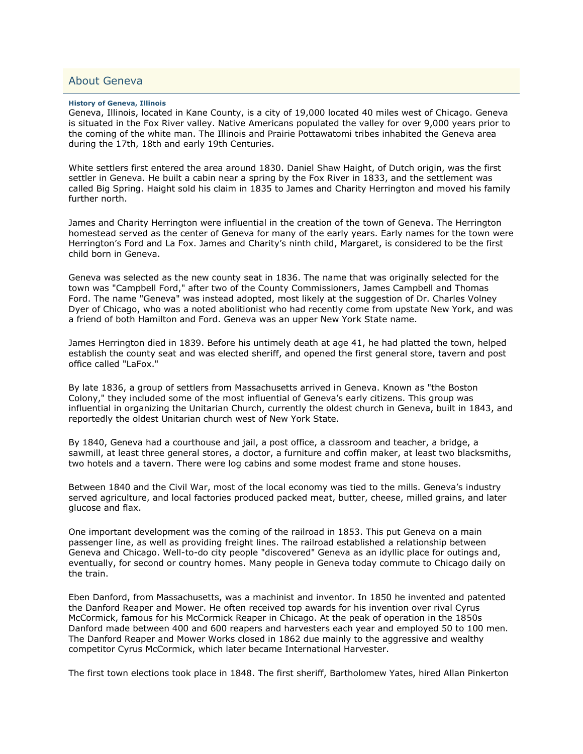# About Geneva

### History of Geneva, Illinois

Geneva, Illinois, located in Kane County, is a city of 19,000 located 40 miles west of Chicago. Geneva is situated in the Fox River valley. Native Americans populated the valley for over 9,000 years prior to the coming of the white man. The Illinois and Prairie Pottawatomi tribes inhabited the Geneva area during the 17th, 18th and early 19th Centuries.

White settlers first entered the area around 1830. Daniel Shaw Haight, of Dutch origin, was the first settler in Geneva. He built a cabin near a spring by the Fox River in 1833, and the settlement was called Big Spring. Haight sold his claim in 1835 to James and Charity Herrington and moved his family further north.

James and Charity Herrington were influential in the creation of the town of Geneva. The Herrington homestead served as the center of Geneva for many of the early years. Early names for the town were Herrington's Ford and La Fox. James and Charity's ninth child, Margaret, is considered to be the first child born in Geneva.

Geneva was selected as the new county seat in 1836. The name that was originally selected for the town was "Campbell Ford," after two of the County Commissioners, James Campbell and Thomas Ford. The name "Geneva" was instead adopted, most likely at the suggestion of Dr. Charles Volney Dyer of Chicago, who was a noted abolitionist who had recently come from upstate New York, and was a friend of both Hamilton and Ford. Geneva was an upper New York State name.

James Herrington died in 1839. Before his untimely death at age 41, he had platted the town, helped establish the county seat and was elected sheriff, and opened the first general store, tavern and post office called "LaFox."

By late 1836, a group of settlers from Massachusetts arrived in Geneva. Known as "the Boston Colony," they included some of the most influential of Geneva's early citizens. This group was influential in organizing the Unitarian Church, currently the oldest church in Geneva, built in 1843, and reportedly the oldest Unitarian church west of New York State.

By 1840, Geneva had a courthouse and jail, a post office, a classroom and teacher, a bridge, a sawmill, at least three general stores, a doctor, a furniture and coffin maker, at least two blacksmiths, two hotels and a tavern. There were log cabins and some modest frame and stone houses.

Between 1840 and the Civil War, most of the local economy was tied to the mills. Geneva's industry served agriculture, and local factories produced packed meat, butter, cheese, milled grains, and later glucose and flax.

One important development was the coming of the railroad in 1853. This put Geneva on a main passenger line, as well as providing freight lines. The railroad established a relationship between Geneva and Chicago. Well-to-do city people "discovered" Geneva as an idyllic place for outings and, eventually, for second or country homes. Many people in Geneva today commute to Chicago daily on the train.

Eben Danford, from Massachusetts, was a machinist and inventor. In 1850 he invented and patented the Danford Reaper and Mower. He often received top awards for his invention over rival Cyrus McCormick, famous for his McCormick Reaper in Chicago. At the peak of operation in the 1850s Danford made between 400 and 600 reapers and harvesters each year and employed 50 to 100 men. The Danford Reaper and Mower Works closed in 1862 due mainly to the aggressive and wealthy competitor Cyrus McCormick, which later became International Harvester.

The first town elections took place in 1848. The first sheriff, Bartholomew Yates, hired Allan Pinkerton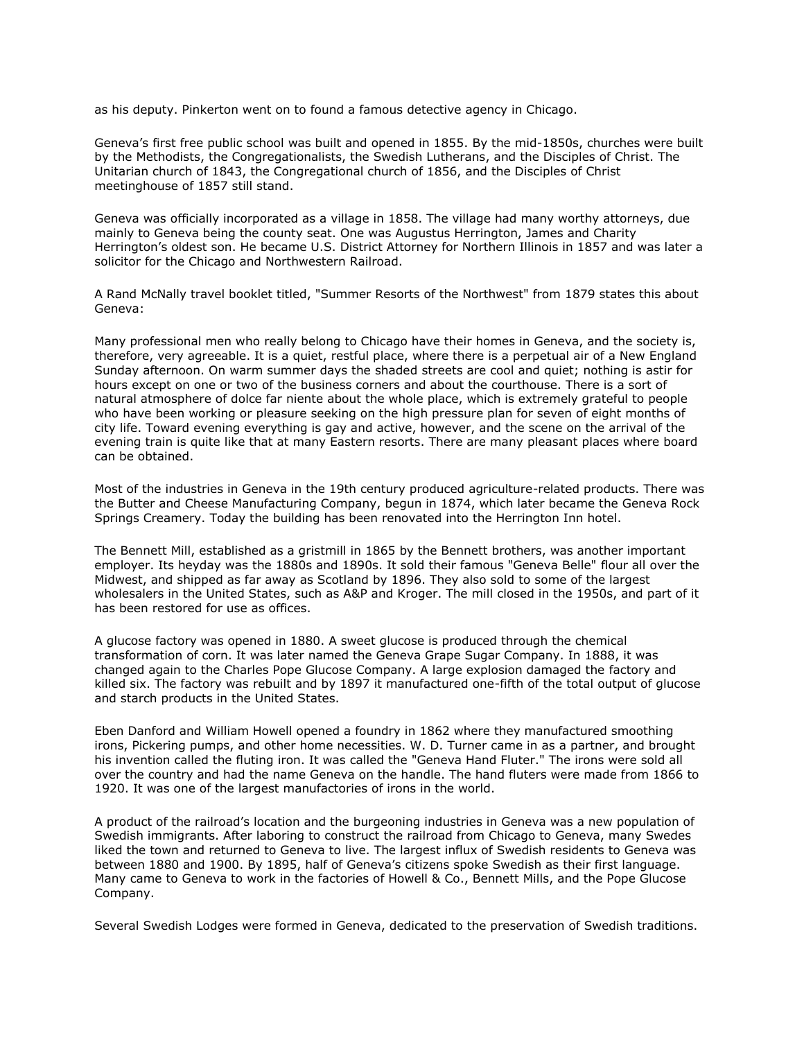as his deputy. Pinkerton went on to found a famous detective agency in Chicago.

Geneva's first free public school was built and opened in 1855. By the mid-1850s, churches were built by the Methodists, the Congregationalists, the Swedish Lutherans, and the Disciples of Christ. The Unitarian church of 1843, the Congregational church of 1856, and the Disciples of Christ meetinghouse of 1857 still stand.

Geneva was officially incorporated as a village in 1858. The village had many worthy attorneys, due mainly to Geneva being the county seat. One was Augustus Herrington, James and Charity Herrington's oldest son. He became U.S. District Attorney for Northern Illinois in 1857 and was later a solicitor for the Chicago and Northwestern Railroad.

A Rand McNally travel booklet titled, "Summer Resorts of the Northwest" from 1879 states this about Geneva:

Many professional men who really belong to Chicago have their homes in Geneva, and the society is, therefore, very agreeable. It is a quiet, restful place, where there is a perpetual air of a New England Sunday afternoon. On warm summer days the shaded streets are cool and quiet; nothing is astir for hours except on one or two of the business corners and about the courthouse. There is a sort of natural atmosphere of dolce far niente about the whole place, which is extremely grateful to people who have been working or pleasure seeking on the high pressure plan for seven of eight months of city life. Toward evening everything is gay and active, however, and the scene on the arrival of the evening train is quite like that at many Eastern resorts. There are many pleasant places where board can be obtained.

Most of the industries in Geneva in the 19th century produced agriculture-related products. There was the Butter and Cheese Manufacturing Company, begun in 1874, which later became the Geneva Rock Springs Creamery. Today the building has been renovated into the Herrington Inn hotel.

The Bennett Mill, established as a gristmill in 1865 by the Bennett brothers, was another important employer. Its heyday was the 1880s and 1890s. It sold their famous "Geneva Belle" flour all over the Midwest, and shipped as far away as Scotland by 1896. They also sold to some of the largest wholesalers in the United States, such as A&P and Kroger. The mill closed in the 1950s, and part of it has been restored for use as offices.

A glucose factory was opened in 1880. A sweet glucose is produced through the chemical transformation of corn. It was later named the Geneva Grape Sugar Company. In 1888, it was changed again to the Charles Pope Glucose Company. A large explosion damaged the factory and killed six. The factory was rebuilt and by 1897 it manufactured one-fifth of the total output of glucose and starch products in the United States.

Eben Danford and William Howell opened a foundry in 1862 where they manufactured smoothing irons, Pickering pumps, and other home necessities. W. D. Turner came in as a partner, and brought his invention called the fluting iron. It was called the "Geneva Hand Fluter." The irons were sold all over the country and had the name Geneva on the handle. The hand fluters were made from 1866 to 1920. It was one of the largest manufactories of irons in the world.

A product of the railroad's location and the burgeoning industries in Geneva was a new population of Swedish immigrants. After laboring to construct the railroad from Chicago to Geneva, many Swedes liked the town and returned to Geneva to live. The largest influx of Swedish residents to Geneva was between 1880 and 1900. By 1895, half of Geneva's citizens spoke Swedish as their first language. Many came to Geneva to work in the factories of Howell & Co., Bennett Mills, and the Pope Glucose Company.

Several Swedish Lodges were formed in Geneva, dedicated to the preservation of Swedish traditions.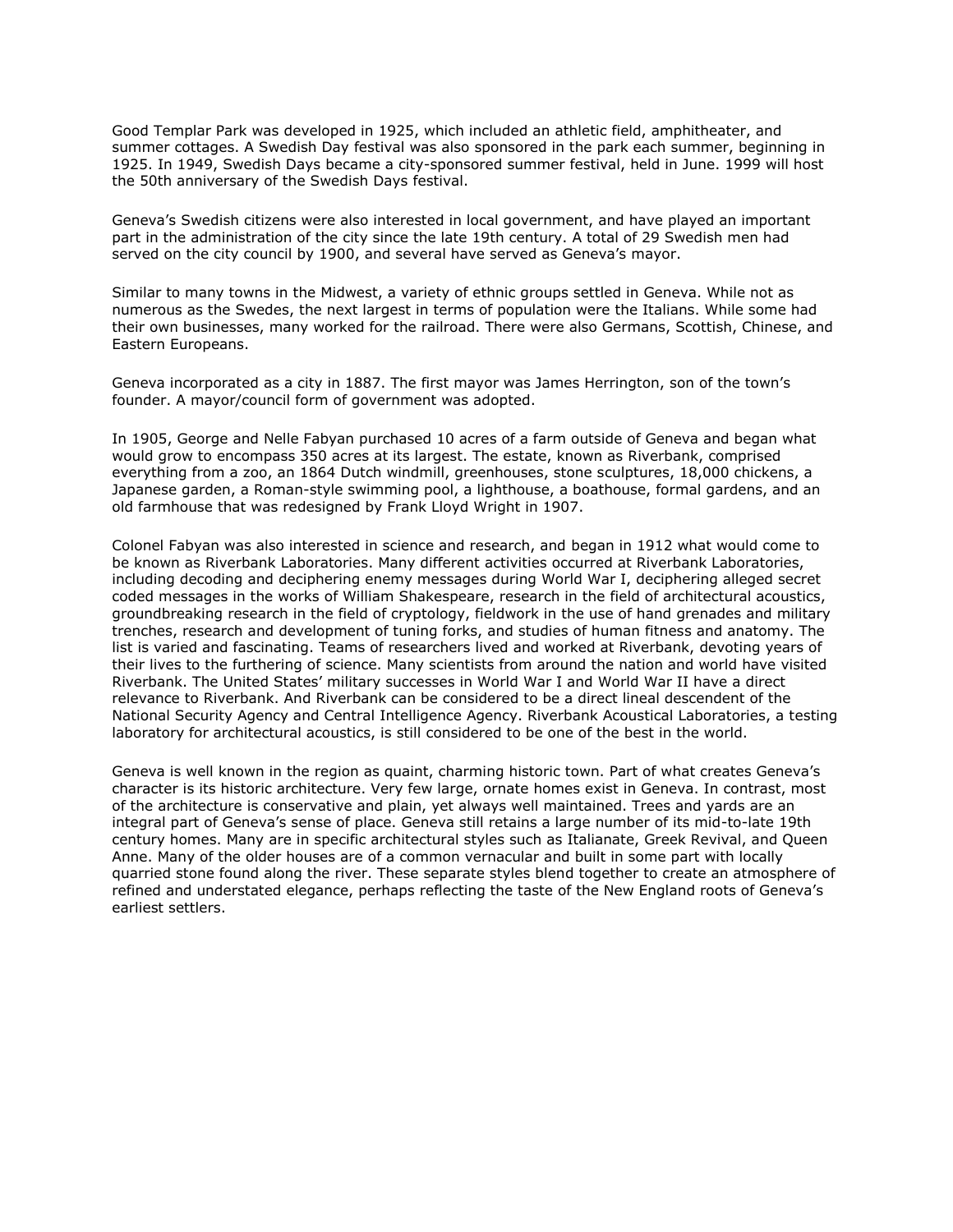Good Templar Park was developed in 1925, which included an athletic field, amphitheater, and summer cottages. A Swedish Day festival was also sponsored in the park each summer, beginning in 1925. In 1949, Swedish Days became a city-sponsored summer festival, held in June. 1999 will host the 50th anniversary of the Swedish Days festival.

Geneva's Swedish citizens were also interested in local government, and have played an important part in the administration of the city since the late 19th century. A total of 29 Swedish men had served on the city council by 1900, and several have served as Geneva's mayor.

Similar to many towns in the Midwest, a variety of ethnic groups settled in Geneva. While not as numerous as the Swedes, the next largest in terms of population were the Italians. While some had their own businesses, many worked for the railroad. There were also Germans, Scottish, Chinese, and Eastern Europeans.

Geneva incorporated as a city in 1887. The first mayor was James Herrington, son of the town's founder. A mayor/council form of government was adopted.

In 1905, George and Nelle Fabyan purchased 10 acres of a farm outside of Geneva and began what would grow to encompass 350 acres at its largest. The estate, known as Riverbank, comprised everything from a zoo, an 1864 Dutch windmill, greenhouses, stone sculptures, 18,000 chickens, a Japanese garden, a Roman-style swimming pool, a lighthouse, a boathouse, formal gardens, and an old farmhouse that was redesigned by Frank Lloyd Wright in 1907.

Colonel Fabyan was also interested in science and research, and began in 1912 what would come to be known as Riverbank Laboratories. Many different activities occurred at Riverbank Laboratories, including decoding and deciphering enemy messages during World War I, deciphering alleged secret coded messages in the works of William Shakespeare, research in the field of architectural acoustics, groundbreaking research in the field of cryptology, fieldwork in the use of hand grenades and military trenches, research and development of tuning forks, and studies of human fitness and anatomy. The list is varied and fascinating. Teams of researchers lived and worked at Riverbank, devoting years of their lives to the furthering of science. Many scientists from around the nation and world have visited Riverbank. The United States' military successes in World War I and World War II have a direct relevance to Riverbank. And Riverbank can be considered to be a direct lineal descendent of the National Security Agency and Central Intelligence Agency. Riverbank Acoustical Laboratories, a testing laboratory for architectural acoustics, is still considered to be one of the best in the world.

Geneva is well known in the region as quaint, charming historic town. Part of what creates Geneva's character is its historic architecture. Very few large, ornate homes exist in Geneva. In contrast, most of the architecture is conservative and plain, yet always well maintained. Trees and yards are an integral part of Geneva's sense of place. Geneva still retains a large number of its mid-to-late 19th century homes. Many are in specific architectural styles such as Italianate, Greek Revival, and Queen Anne. Many of the older houses are of a common vernacular and built in some part with locally quarried stone found along the river. These separate styles blend together to create an atmosphere of refined and understated elegance, perhaps reflecting the taste of the New England roots of Geneva's earliest settlers.